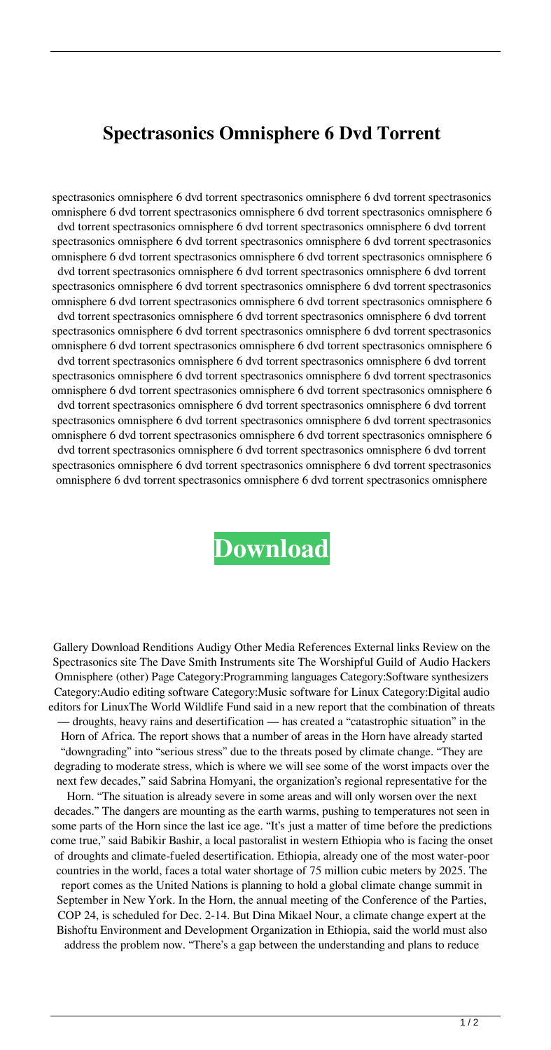# Spectrasonics Omnisphere 6 Dvd Torrent

spectrasonics omnisphere 6 dvd torrent spectrasonics omnisphere 6 dvd torrent spectrasonics omnisphere 6 dvd torrent spectrasonics omnisphere 6 dvd torrent spectrasonics omnisphere 6 dvd torrent spectrasonics omnisphere 6 dvd torrent spectrasonics omnisphere 6 dvd torrent spectrasonics omnisphere 6 dvd torrent spectrasonics omnisphere 6 dvd torrent spectrasonics omnisphere 6 dvd torrent spectrasonics omnisphere 6 dvd torrent spectrasonics omnisphere 6 dvd torrent spectrasonics omnisphere 6 dvd torrent spectrasonics omnisphere 6 dvd torrent spectrasonics omnisphere 6 dvd torrent spectrasonics omnisphere 6 dvd torrent spectrasonics omnisphere 6 dvd torrent spectrasonics omnisphere 6 dvd torrent spectrasonics omnisphere 6 dvd torrent spectrasonics omnisphere 6 dvd torrent spectrasonics omnisphere 6 dvd torrent spectrasonics omnisphere 6 dvd torrent spectrasonics omnisphere 6 dvd torrent spectrasonics omnisphere 6 dvd torrent spectrasonics omnisphere 6 dvd torrent spectrasonics omnisphere 6 dvd torrent spectrasonics omnisphere 6 dvd torrent spectrasonics omnisphere 6 dvd torrent spectrasonics omnisphere 6 dvd torrent spectrasonics omnisphere 6 dvd torrent spectrasonics omnisphere 6 dvd torrent spectrasonics omnisphere 6 dvd torrent spectrasonics omnisphere 6 dvd torrent spectrasonics omnisphere 6 dvd torrent spectrasonics omnisphere 6 dvd torrent spectrasonics omnisphere 6 dvd torrent spectrasonics omnisphere 6 dvd torrent spectrasonics omnisphere 6 dvd torrent spectrasonics omnisphere 6 dvd torrent spectrasonics omnisphere 6 dvd torrent spectrasonics omnisphere 6 dvd torrent spectrasonics omnisphere 6 dvd torrent spectrasonics omnisphere 6 dvd torrent spectrasonics omnisphere 6 dvd torrent spectrasonics omnisphere 6 dvd torrent spectrasonics omnisphere 6 dvd torrent spectrasonics omnisphere 6 dvd torrent spectrasonics omnisphere 6 dvd torrent spectrasonics omnisphere 6 dvd torrent spectrasonics omnisphere 6 dvd torrent spectrasonics omnisphere 6 dvd torrent spectrasonics omnisphere 6 dvd torrent spectrasonics omnisphere 6 dvd torrent spectrasonics omnisphere 6 dvd torrent spectrasonics omnisphere 6 dvd torrent spectrasonics omnisphere 6 dvd torrent spectrasonics omnisphere 6 dvd torrent spectrasonics omnisphere 6 dvd torrent spectrasonics omnisphere 6 dvd torrent spectrasonics omnisphere 6 dvd torrent spectrasonics omnisphere 6 dvd torrent spectrasonics omnisphere 6 dvd torrent spectrasonics omnisphere

**Download**

Gallery Download Renditions Audigy Other Media References External links Review on the Spectrasonics site The Dave Smith Instruments site The Worshipful Guild of Audio Hackers Omnisphere (other) Page Category:Programming languages Category:Software synthesizers Category:Audio editing software Category:Music software for Linux Category:Digital audio editors for LinuxThe World Wildlife Fund said in a new report that the combination of threats — droughts, heavy rains and desertification — has created a "catastrophic situation" in the Horn of Africa. The report shows that a number of areas in the Horn have already started "downgrading" into "serious stress" due to the threats posed by climate change. "They are degrading to moderate stress, which is where we will see some of the worst impacts over the next few decades," said Sabrina Homyani, the organization's regional representative for the Horn. "The situation is already severe in some areas and will only worsen over the next decades." The dangers are mounting as the earth warms, pushing to temperatures not seen in some parts of the Horn since the last ice age. "It's just a matter of time before the predictions come true," said Babikir Bashir, a local pastoralist in western Ethiopia who is facing the onset of droughts and climate-fueled desertification. Ethiopia, already one of the most water-poor countries in the world, faces a total water shortage of 75 million cubic meters by 2025. The report comes as the United Nations is planning to hold a global climate change summit in September in New York. In the Horn, the annual meeting of the Conference of the Parties, COP 24, is scheduled for Dec. 2-14. But Dina Mikael Nour, a climate change expert at the Bishoftu Environment and Development Organization in Ethiopia, said the world must also address the problem now. "There's a gap between the understanding and plans to reduce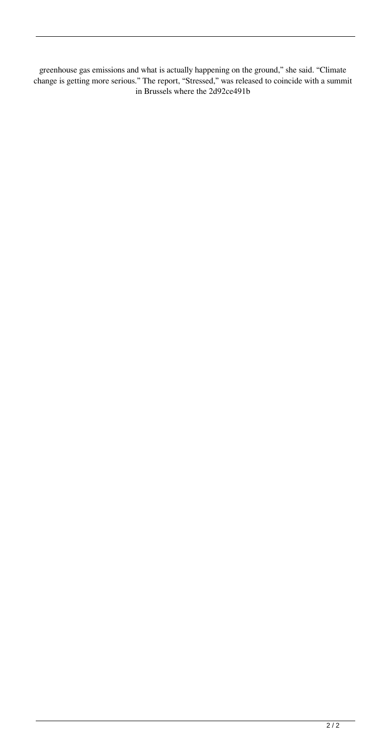greenhouse gas emissions and what is actually happening on the ground," she said. "Climate change is getting more serious." The report, "Stressed," was released to coincide with a summit in Brussels where the 2d92ce491b